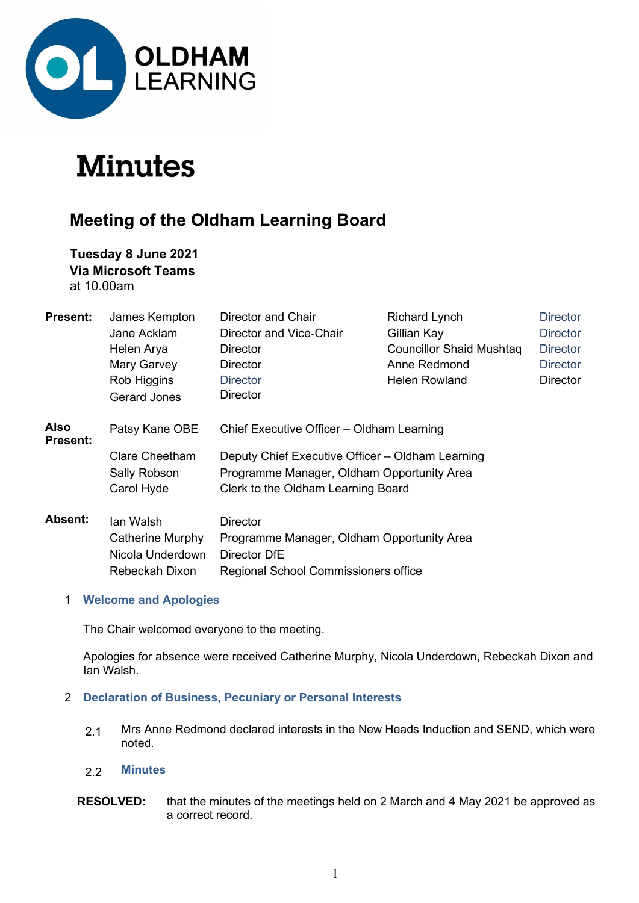OLDHAM LEARNING

# Minutes

## Meeting of the Oldham Learning Board

**Tuesday 8 June 2021**
**Via Microsoft Teams**
at 10.00am

| | | | | |
|---|---|---|---|---|
| **Present:** | James Kempton | Director and Chair | Richard Lynch | Director |
| | Jane Acklam | Director and Vice-Chair | Gillian Kay | Director |
| | Helen Arya | Director | Councillor Shaid Mushtaq | Director |
| | Mary Garvey | Director | Anne Redmond | Director |
| | Rob Higgins | Director | Helen Rowland | Director |
| | Gerard Jones | Director | | |

| | | |
|---|---|---|
| **Also Present:** | Patsy Kane OBE | Chief Executive Officer – Oldham Learning |
| | Clare Cheetham | Deputy Chief Executive Officer – Oldham Learning |
| | Sally Robson | Programme Manager, Oldham Opportunity Area |
| | Carol Hyde | Clerk to the Oldham Learning Board |

| | | |
|---|---|---|
| **Absent:** | Ian Walsh | Director |
| | Catherine Murphy | Programme Manager, Oldham Opportunity Area |
| | Nicola Underdown | Director DfE |
| | Rebeckah Dixon | Regional School Commissioners office |

### 1 Welcome and Apologies

The Chair welcomed everyone to the meeting.

Apologies for absence were received Catherine Murphy, Nicola Underdown, Rebeckah Dixon and Ian Walsh.

### 2 Declaration of Business, Pecuniary or Personal Interests

2.1 Mrs Anne Redmond declared interests in the New Heads Induction and SEND, which were noted.

2.2 **Minutes**

**RESOLVED:** that the minutes of the meetings held on 2 March and 4 May 2021 be approved as a correct record.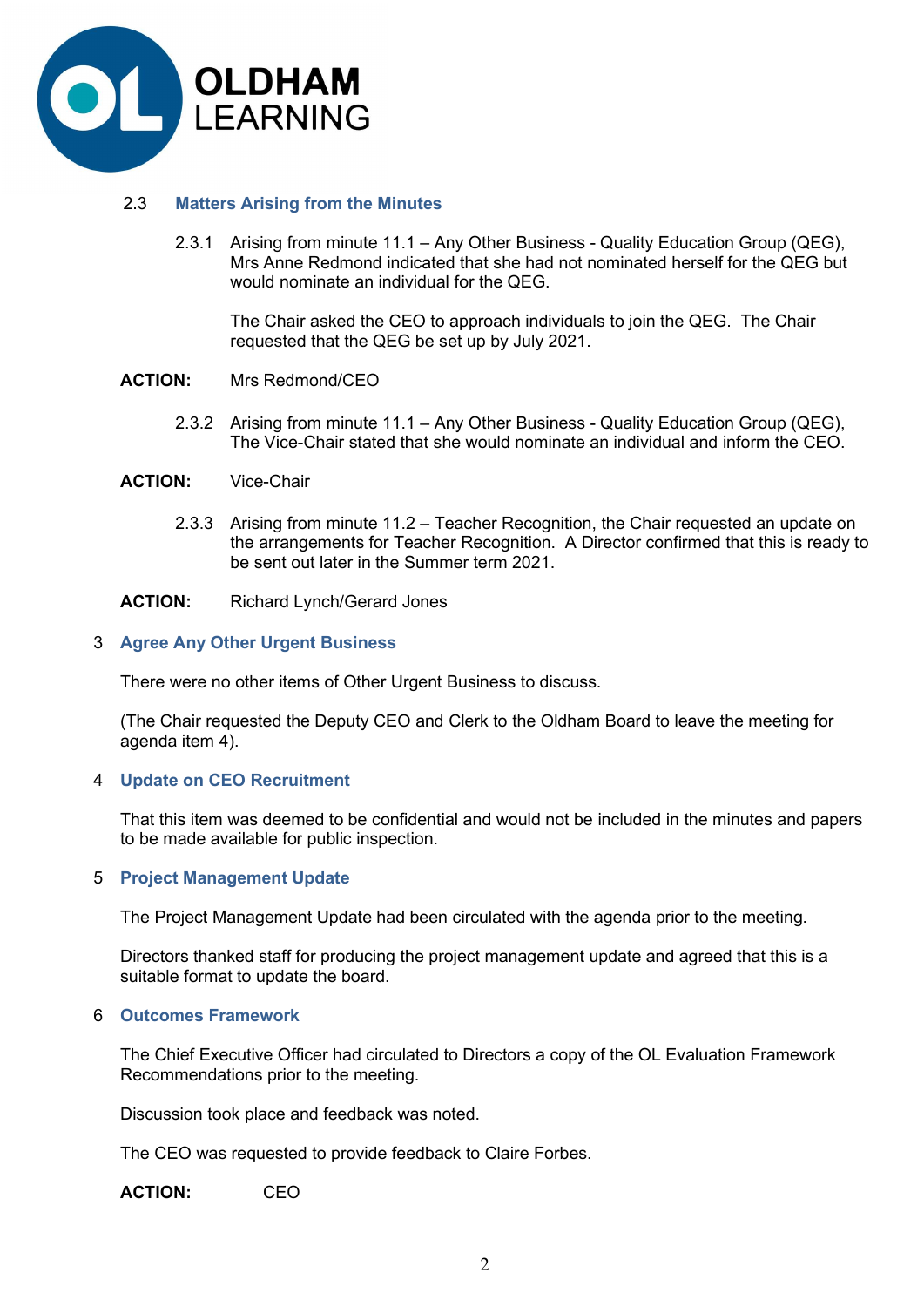### 2.3 Matters Arising from the Minutes

2.3.1 Arising from minute 11.1 – Any Other Business - Quality Education Group (QEG), Mrs Anne Redmond indicated that she had not nominated herself for the QEG but would nominate an individual for the QEG.

The Chair asked the CEO to approach individuals to join the QEG. The Chair requested that the QEG be set up by July 2021.

**ACTION:** Mrs Redmond/CEO

2.3.2 Arising from minute 11.1 – Any Other Business - Quality Education Group (QEG), The Vice-Chair stated that she would nominate an individual and inform the CEO.

**ACTION:** Vice-Chair

2.3.3 Arising from minute 11.2 – Teacher Recognition, the Chair requested an update on the arrangements for Teacher Recognition. A Director confirmed that this is ready to be sent out later in the Summer term 2021.

**ACTION:** Richard Lynch/Gerard Jones

## 3 Agree Any Other Urgent Business

There were no other items of Other Urgent Business to discuss.

(The Chair requested the Deputy CEO and Clerk to the Oldham Board to leave the meeting for agenda item 4).

## 4 Update on CEO Recruitment

That this item was deemed to be confidential and would not be included in the minutes and papers to be made available for public inspection.

## 5 Project Management Update

The Project Management Update had been circulated with the agenda prior to the meeting.

Directors thanked staff for producing the project management update and agreed that this is a suitable format to update the board.

## 6 Outcomes Framework

The Chief Executive Officer had circulated to Directors a copy of the OL Evaluation Framework Recommendations prior to the meeting.

Discussion took place and feedback was noted.

The CEO was requested to provide feedback to Claire Forbes.

**ACTION:** CEO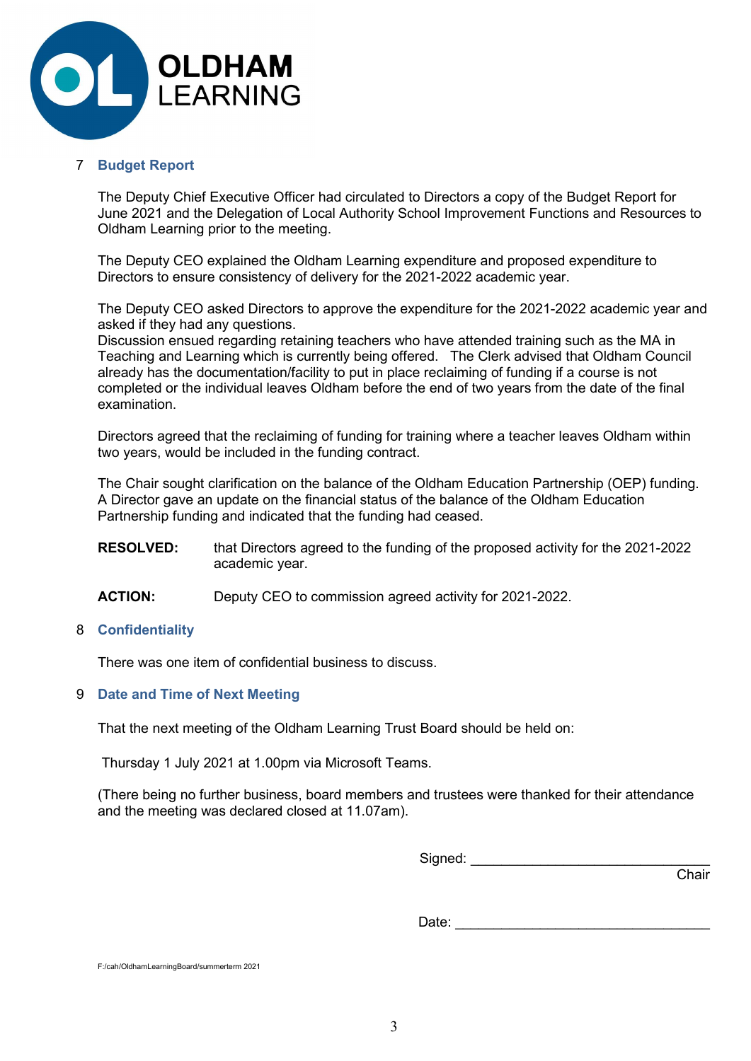## 7 Budget Report

The Deputy Chief Executive Officer had circulated to Directors a copy of the Budget Report for June 2021 and the Delegation of Local Authority School Improvement Functions and Resources to Oldham Learning prior to the meeting.

The Deputy CEO explained the Oldham Learning expenditure and proposed expenditure to Directors to ensure consistency of delivery for the 2021-2022 academic year.

The Deputy CEO asked Directors to approve the expenditure for the 2021-2022 academic year and asked if they had any questions.
Discussion ensued regarding retaining teachers who have attended training such as the MA in Teaching and Learning which is currently being offered. The Clerk advised that Oldham Council already has the documentation/facility to put in place reclaiming of funding if a course is not completed or the individual leaves Oldham before the end of two years from the date of the final examination.

Directors agreed that the reclaiming of funding for training where a teacher leaves Oldham within two years, would be included in the funding contract.

The Chair sought clarification on the balance of the Oldham Education Partnership (OEP) funding. A Director gave an update on the financial status of the balance of the Oldham Education Partnership funding and indicated that the funding had ceased.

**RESOLVED:** that Directors agreed to the funding of the proposed activity for the 2021-2022 academic year.

**ACTION:** Deputy CEO to commission agreed activity for 2021-2022.

## 8 Confidentiality

There was one item of confidential business to discuss.

## 9 Date and Time of Next Meeting

That the next meeting of the Oldham Learning Trust Board should be held on:

Thursday 1 July 2021 at 1.00pm via Microsoft Teams.

(There being no further business, board members and trustees were thanked for their attendance and the meeting was declared closed at 11.07am).

Signed: ______________________________
Chair

Date: ______________________________

F:/cah/OldhamLearningBoard/summerterm 2021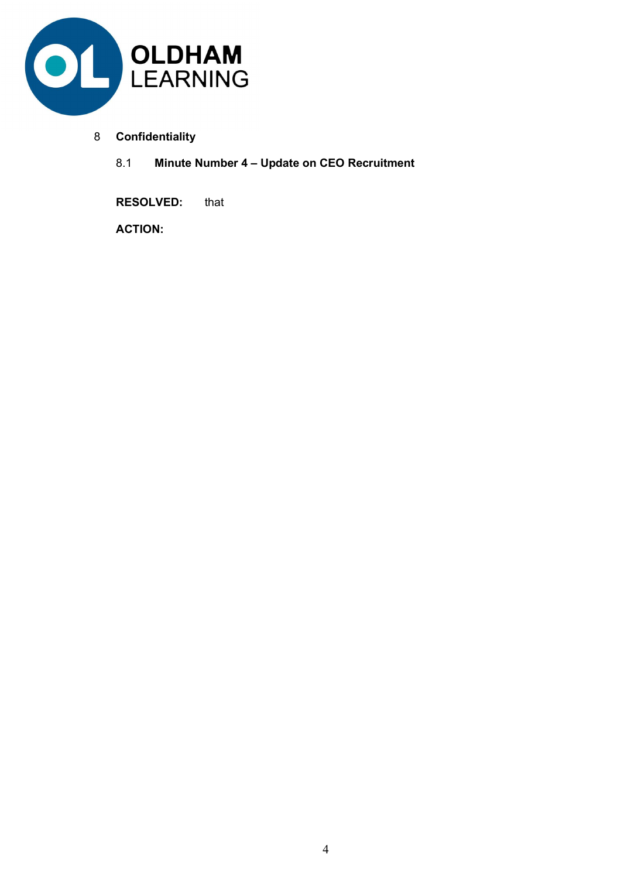## 8 Confidentiality

### 8.1 Minute Number 4 – Update on CEO Recruitment

**RESOLVED:** that

**ACTION:**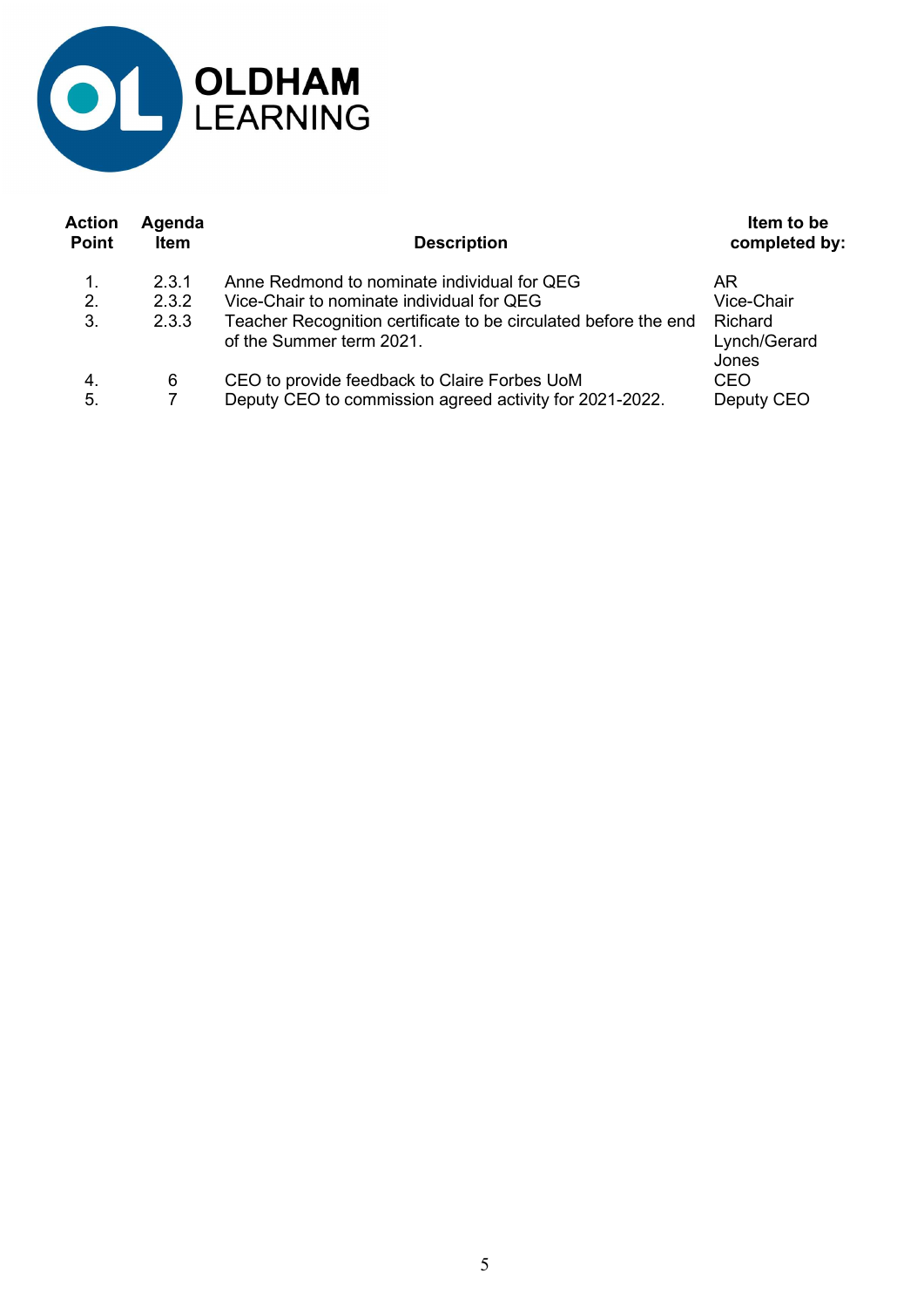OLDHAM LEARNING

| Action Point | Agenda Item | Description | Item to be completed by: |
| --- | --- | --- | --- |
| 1. | 2.3.1 | Anne Redmond to nominate individual for QEG | AR |
| 2. | 2.3.2 | Vice-Chair to nominate individual for QEG | Vice-Chair |
| 3. | 2.3.3 | Teacher Recognition certificate to be circulated before the end of the Summer term 2021. | Richard Lynch/Gerard Jones |
| 4. | 6 | CEO to provide feedback to Claire Forbes UoM | CEO |
| 5. | 7 | Deputy CEO to commission agreed activity for 2021-2022. | Deputy CEO |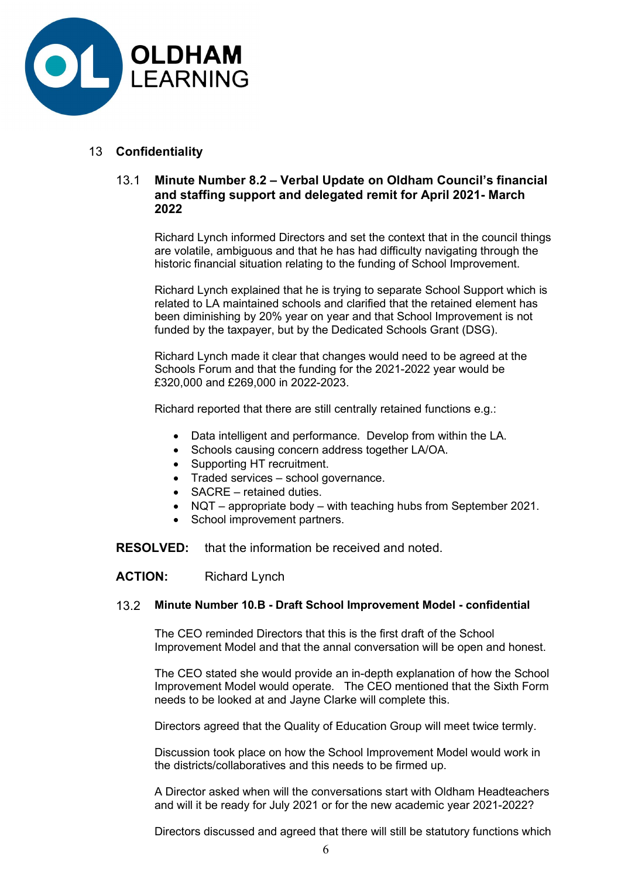## 13 Confidentiality

### 13.1 Minute Number 8.2 – Verbal Update on Oldham Council's financial and staffing support and delegated remit for April 2021- March 2022

Richard Lynch informed Directors and set the context that in the council things are volatile, ambiguous and that he has had difficulty navigating through the historic financial situation relating to the funding of School Improvement.

Richard Lynch explained that he is trying to separate School Support which is related to LA maintained schools and clarified that the retained element has been diminishing by 20% year on year and that School Improvement is not funded by the taxpayer, but by the Dedicated Schools Grant (DSG).

Richard Lynch made it clear that changes would need to be agreed at the Schools Forum and that the funding for the 2021-2022 year would be £320,000 and £269,000 in 2022-2023.

Richard reported that there are still centrally retained functions e.g.:

- Data intelligent and performance. Develop from within the LA.
- Schools causing concern address together LA/OA.
- Supporting HT recruitment.
- Traded services – school governance.
- SACRE – retained duties.
- NQT – appropriate body – with teaching hubs from September 2021.
- School improvement partners.

**RESOLVED:** that the information be received and noted.

**ACTION:** Richard Lynch

### 13.2 Minute Number 10.B - Draft School Improvement Model - confidential

The CEO reminded Directors that this is the first draft of the School Improvement Model and that the annal conversation will be open and honest.

The CEO stated she would provide an in-depth explanation of how the School Improvement Model would operate. The CEO mentioned that the Sixth Form needs to be looked at and Jayne Clarke will complete this.

Directors agreed that the Quality of Education Group will meet twice termly.

Discussion took place on how the School Improvement Model would work in the districts/collaboratives and this needs to be firmed up.

A Director asked when will the conversations start with Oldham Headteachers and will it be ready for July 2021 or for the new academic year 2021-2022?

Directors discussed and agreed that there will still be statutory functions which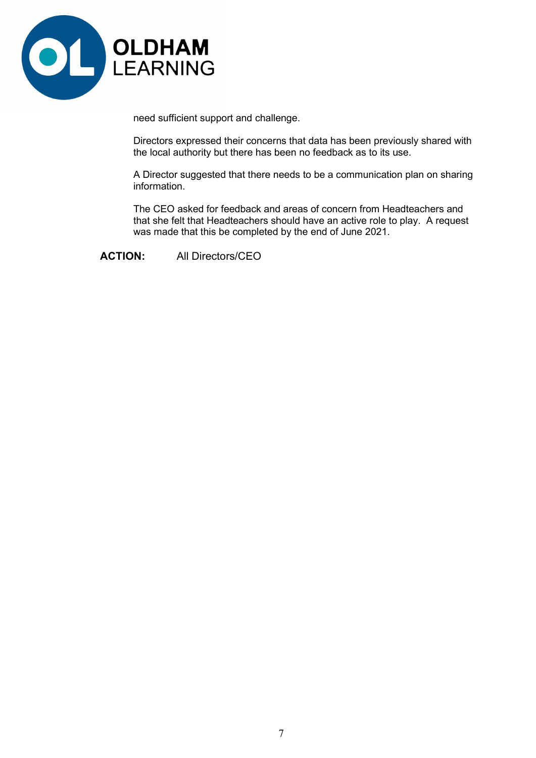need sufficient support and challenge.

Directors expressed their concerns that data has been previously shared with the local authority but there has been no feedback as to its use.

A Director suggested that there needs to be a communication plan on sharing information.

The CEO asked for feedback and areas of concern from Headteachers and that she felt that Headteachers should have an active role to play. A request was made that this be completed by the end of June 2021.

**ACTION:** All Directors/CEO